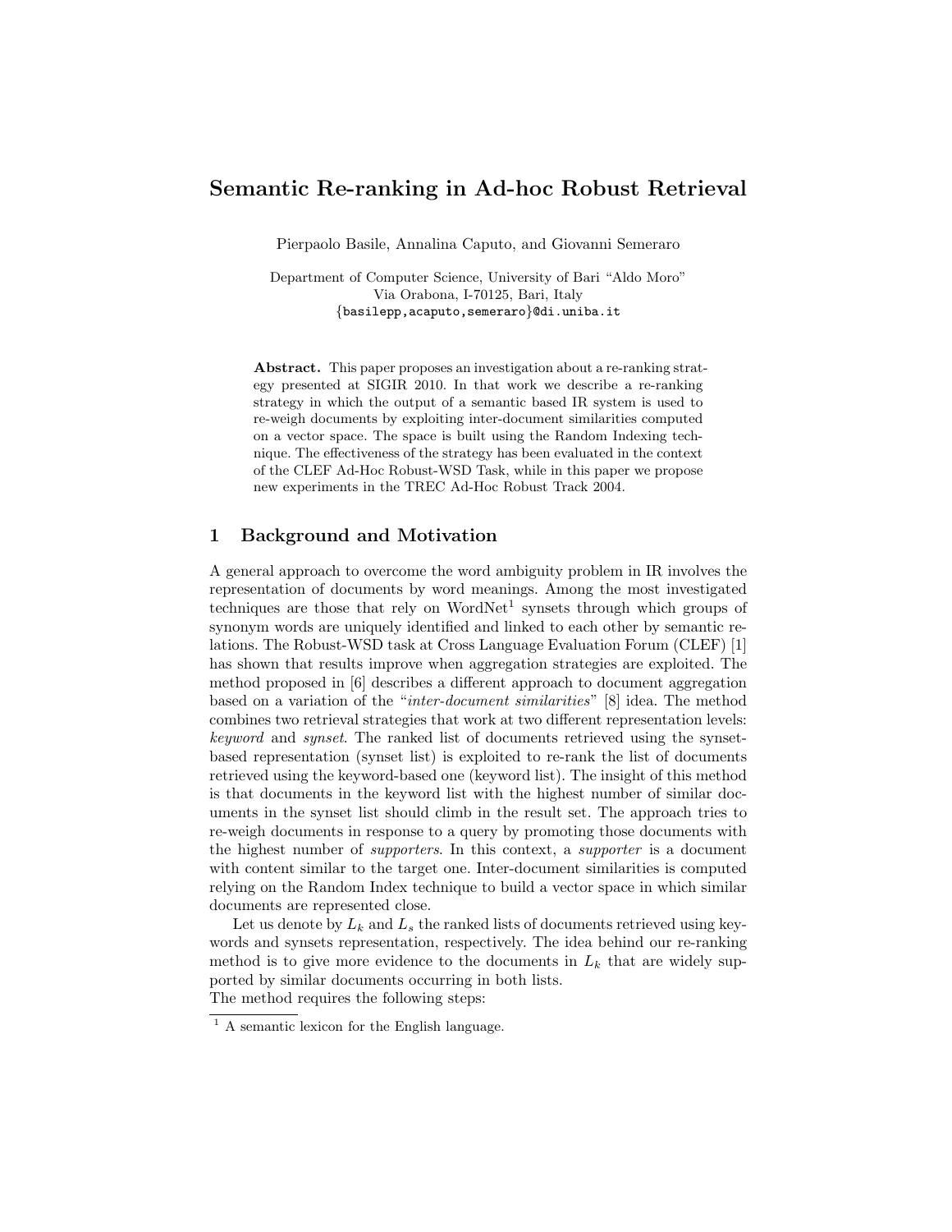# Semantic Re-ranking in Ad-hoc Robust Retrieval

Pierpaolo Basile, Annalina Caputo, and Giovanni Semeraro

Department of Computer Science, University of Bari "Aldo Moro"
Via Orabona, I-70125, Bari, Italy
{basilepp,acaputo,semeraro}@di.uniba.it

**Abstract.** This paper proposes an investigation about a re-ranking strategy presented at SIGIR 2010. In that work we describe a re-ranking strategy in which the output of a semantic based IR system is used to re-weigh documents by exploiting inter-document similarities computed on a vector space. The space is built using the Random Indexing technique. The effectiveness of the strategy has been evaluated in the context of the CLEF Ad-Hoc Robust-WSD Task, while in this paper we propose new experiments in the TREC Ad-Hoc Robust Track 2004.

## 1 Background and Motivation

A general approach to overcome the word ambiguity problem in IR involves the representation of documents by word meanings. Among the most investigated techniques are those that rely on WordNet[1] synsets through which groups of synonym words are uniquely identified and linked to each other by semantic relations. The Robust-WSD task at Cross Language Evaluation Forum (CLEF) [1] has shown that results improve when aggregation strategies are exploited. The method proposed in [6] describes a different approach to document aggregation based on a variation of the "*inter-document similarities*" [8] idea. The method combines two retrieval strategies that work at two different representation levels: *keyword* and *synset*. The ranked list of documents retrieved using the synset-based representation (synset list) is exploited to re-rank the list of documents retrieved using the keyword-based one (keyword list). The insight of this method is that documents in the keyword list with the highest number of similar documents in the synset list should climb in the result set. The approach tries to re-weigh documents in response to a query by promoting those documents with the highest number of *supporters*. In this context, a *supporter* is a document with content similar to the target one. Inter-document similarities is computed relying on the Random Index technique to build a vector space in which similar documents are represented close.

Let us denote by $L_k$ and $L_s$ the ranked lists of documents retrieved using keywords and synsets representation, respectively. The idea behind our re-ranking method is to give more evidence to the documents in $L_k$ that are widely supported by similar documents occurring in both lists.
The method requires the following steps:

[1] A semantic lexicon for the English language.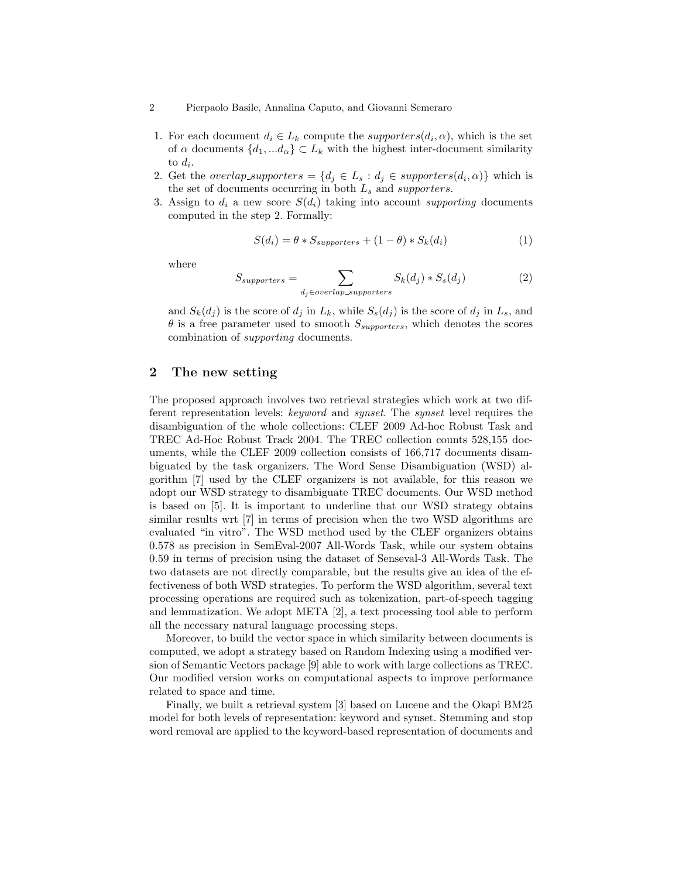1. For each document $d_i \in L_k$ compute the *supporters*$(d_i, \alpha)$, which is the set of $\alpha$ documents $\{d_1, ...d_\alpha\} \subset L_k$ with the highest inter-document similarity to $d_i$.
2. Get the *overlap_supporters* $= \{d_j \in L_s : d_j \in supporters(d_i, \alpha)\}$ which is the set of documents occurring in both $L_s$ and *supporters*.
3. Assign to $d_i$ a new score $S(d_i)$ taking into account *supporting* documents computed in the step 2. Formally:

$$S(d_i) = \theta * S_{supporters} + (1 - \theta) * S_k(d_i) \tag{1}$$

where

$$S_{supporters} = \sum_{d_j \in overlap\_supporters} S_k(d_j) * S_s(d_j) \tag{2}$$

and $S_k(d_j)$ is the score of $d_j$ in $L_k$, while $S_s(d_j)$ is the score of $d_j$ in $L_s$, and $\theta$ is a free parameter used to smooth $S_{supporters}$, which denotes the scores combination of *supporting* documents.

## 2 The new setting

The proposed approach involves two retrieval strategies which work at two different representation levels: *keyword* and *synset*. The *synset* level requires the disambiguation of the whole collections: CLEF 2009 Ad-hoc Robust Task and TREC Ad-Hoc Robust Track 2004. The TREC collection counts 528,155 documents, while the CLEF 2009 collection consists of 166,717 documents disambiguated by the task organizers. The Word Sense Disambiguation (WSD) algorithm [7] used by the CLEF organizers is not available, for this reason we adopt our WSD strategy to disambiguate TREC documents. Our WSD method is based on [5]. It is important to underline that our WSD strategy obtains similar results wrt [7] in terms of precision when the two WSD algorithms are evaluated "in vitro". The WSD method used by the CLEF organizers obtains 0.578 as precision in SemEval-2007 All-Words Task, while our system obtains 0.59 in terms of precision using the dataset of Senseval-3 All-Words Task. The two datasets are not directly comparable, but the results give an idea of the effectiveness of both WSD strategies. To perform the WSD algorithm, several text processing operations are required such as tokenization, part-of-speech tagging and lemmatization. We adopt META [2], a text processing tool able to perform all the necessary natural language processing steps.

Moreover, to build the vector space in which similarity between documents is computed, we adopt a strategy based on Random Indexing using a modified version of Semantic Vectors package [9] able to work with large collections as TREC. Our modified version works on computational aspects to improve performance related to space and time.

Finally, we built a retrieval system [3] based on Lucene and the Okapi BM25 model for both levels of representation: keyword and synset. Stemming and stop word removal are applied to the keyword-based representation of documents and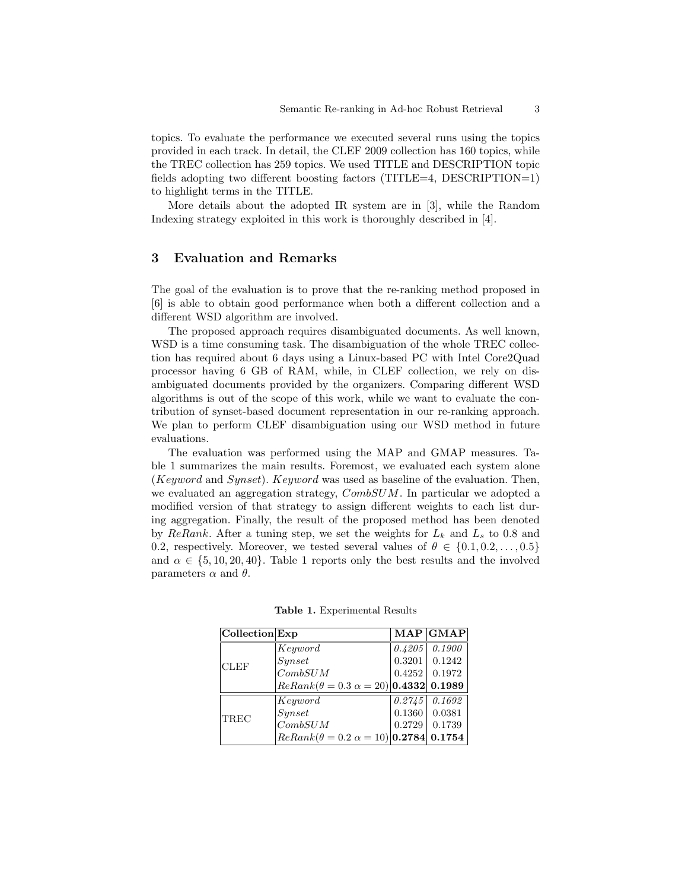topics. To evaluate the performance we executed several runs using the topics provided in each track. In detail, the CLEF 2009 collection has 160 topics, while the TREC collection has 259 topics. We used TITLE and DESCRIPTION topic fields adopting two different boosting factors (TITLE=4, DESCRIPTION=1) to highlight terms in the TITLE.

More details about the adopted IR system are in [3], while the Random Indexing strategy exploited in this work is thoroughly described in [4].

## 3 Evaluation and Remarks

The goal of the evaluation is to prove that the re-ranking method proposed in [6] is able to obtain good performance when both a different collection and a different WSD algorithm are involved.

The proposed approach requires disambiguated documents. As well known, WSD is a time consuming task. The disambiguation of the whole TREC collection has required about 6 days using a Linux-based PC with Intel Core2Quad processor having 6 GB of RAM, while, in CLEF collection, we rely on disambiguated documents provided by the organizers. Comparing different WSD algorithms is out of the scope of this work, while we want to evaluate the contribution of synset-based document representation in our re-ranking approach. We plan to perform CLEF disambiguation using our WSD method in future evaluations.

The evaluation was performed using the MAP and GMAP measures. Table 1 summarizes the main results. Foremost, we evaluated each system alone (*Keyword* and *Synset*). *Keyword* was used as baseline of the evaluation. Then, we evaluated an aggregation strategy, *CombSUM*. In particular we adopted a modified version of that strategy to assign different weights to each list during aggregation. Finally, the result of the proposed method has been denoted by *ReRank*. After a tuning step, we set the weights for $L_k$ and $L_s$ to 0.8 and 0.2, respectively. Moreover, we tested several values of $\theta \in \{0.1, 0.2, \dots, 0.5\}$ and $\alpha \in \{5, 10, 20, 40\}$. Table 1 reports only the best results and the involved parameters $\alpha$ and $\theta$.

**Table 1.** Experimental Results

| Collection | Exp | MAP | GMAP |
|---|---|---|---|
| CLEF | *Keyword* | *0.4205* | *0.1900* |
| | *Synset* | 0.3201 | 0.1242 |
| | *CombSUM* | 0.4252 | 0.1972 |
| | $ReRank(\theta = 0.3\ \alpha = 20)$ | **0.4332** | **0.1989** |
| TREC | *Keyword* | *0.2745* | *0.1692* |
| | *Synset* | 0.1360 | 0.0381 |
| | *CombSUM* | 0.2729 | 0.1739 |
| | $ReRank(\theta = 0.2\ \alpha = 10)$ | **0.2784** | **0.1754** |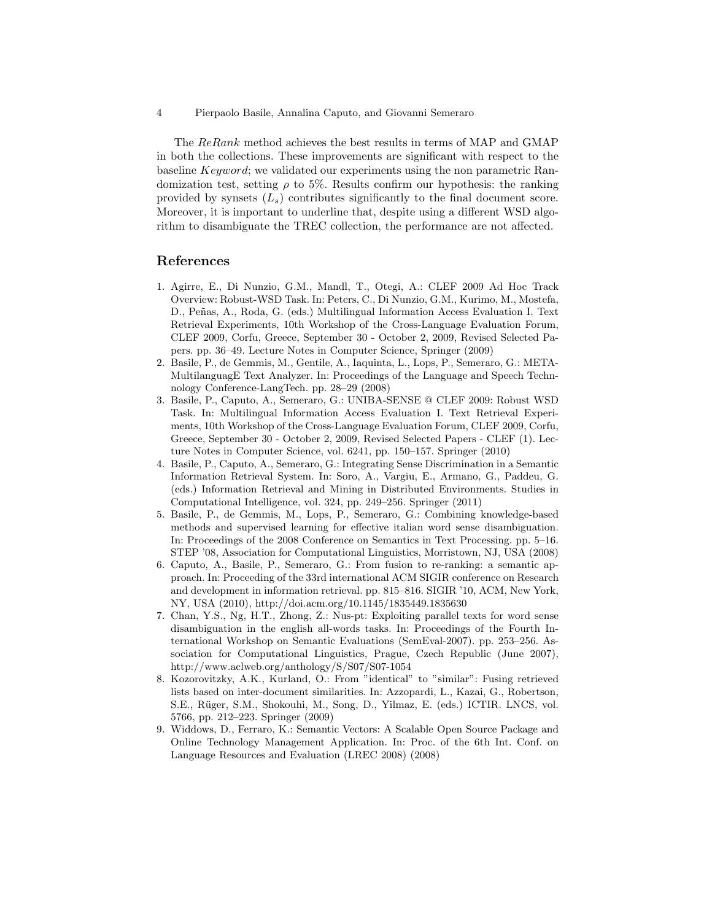The *ReRank* method achieves the best results in terms of MAP and GMAP in both the collections. These improvements are significant with respect to the baseline *Keyword*; we validated our experiments using the non parametric Randomization test, setting $\rho$ to 5%. Results confirm our hypothesis: the ranking provided by synsets ($L_s$) contributes significantly to the final document score. Moreover, it is important to underline that, despite using a different WSD algorithm to disambiguate the TREC collection, the performance are not affected.

## References

1. Agirre, E., Di Nunzio, G.M., Mandl, T., Otegi, A.: CLEF 2009 Ad Hoc Track Overview: Robust-WSD Task. In: Peters, C., Di Nunzio, G.M., Kurimo, M., Mostefa, D., Peñas, A., Roda, G. (eds.) Multilingual Information Access Evaluation I. Text Retrieval Experiments, 10th Workshop of the Cross-Language Evaluation Forum, CLEF 2009, Corfu, Greece, September 30 - October 2, 2009, Revised Selected Papers. pp. 36–49. Lecture Notes in Computer Science, Springer (2009)
2. Basile, P., de Gemmis, M., Gentile, A., Iaquinta, L., Lops, P., Semeraro, G.: META-MultilanguagE Text Analyzer. In: Proceedings of the Language and Speech Technnology Conference-LangTech. pp. 28–29 (2008)
3. Basile, P., Caputo, A., Semeraro, G.: UNIBA-SENSE @ CLEF 2009: Robust WSD Task. In: Multilingual Information Access Evaluation I. Text Retrieval Experiments, 10th Workshop of the Cross-Language Evaluation Forum, CLEF 2009, Corfu, Greece, September 30 - October 2, 2009, Revised Selected Papers - CLEF (1). Lecture Notes in Computer Science, vol. 6241, pp. 150–157. Springer (2010)
4. Basile, P., Caputo, A., Semeraro, G.: Integrating Sense Discrimination in a Semantic Information Retrieval System. In: Soro, A., Vargiu, E., Armano, G., Paddeu, G. (eds.) Information Retrieval and Mining in Distributed Environments. Studies in Computational Intelligence, vol. 324, pp. 249–256. Springer (2011)
5. Basile, P., de Gemmis, M., Lops, P., Semeraro, G.: Combining knowledge-based methods and supervised learning for effective italian word sense disambiguation. In: Proceedings of the 2008 Conference on Semantics in Text Processing. pp. 5–16. STEP '08, Association for Computational Linguistics, Morristown, NJ, USA (2008)
6. Caputo, A., Basile, P., Semeraro, G.: From fusion to re-ranking: a semantic approach. In: Proceeding of the 33rd international ACM SIGIR conference on Research and development in information retrieval. pp. 815–816. SIGIR '10, ACM, New York, NY, USA (2010), http://doi.acm.org/10.1145/1835449.1835630
7. Chan, Y.S., Ng, H.T., Zhong, Z.: Nus-pt: Exploiting parallel texts for word sense disambiguation in the english all-words tasks. In: Proceedings of the Fourth International Workshop on Semantic Evaluations (SemEval-2007). pp. 253–256. Association for Computational Linguistics, Prague, Czech Republic (June 2007), http://www.aclweb.org/anthology/S/S07/S07-1054
8. Kozorovitzky, A.K., Kurland, O.: From "identical" to "similar": Fusing retrieved lists based on inter-document similarities. In: Azzopardi, L., Kazai, G., Robertson, S.E., Rüger, S.M., Shokouhi, M., Song, D., Yilmaz, E. (eds.) ICTIR. LNCS, vol. 5766, pp. 212–223. Springer (2009)
9. Widdows, D., Ferraro, K.: Semantic Vectors: A Scalable Open Source Package and Online Technology Management Application. In: Proc. of the 6th Int. Conf. on Language Resources and Evaluation (LREC 2008) (2008)